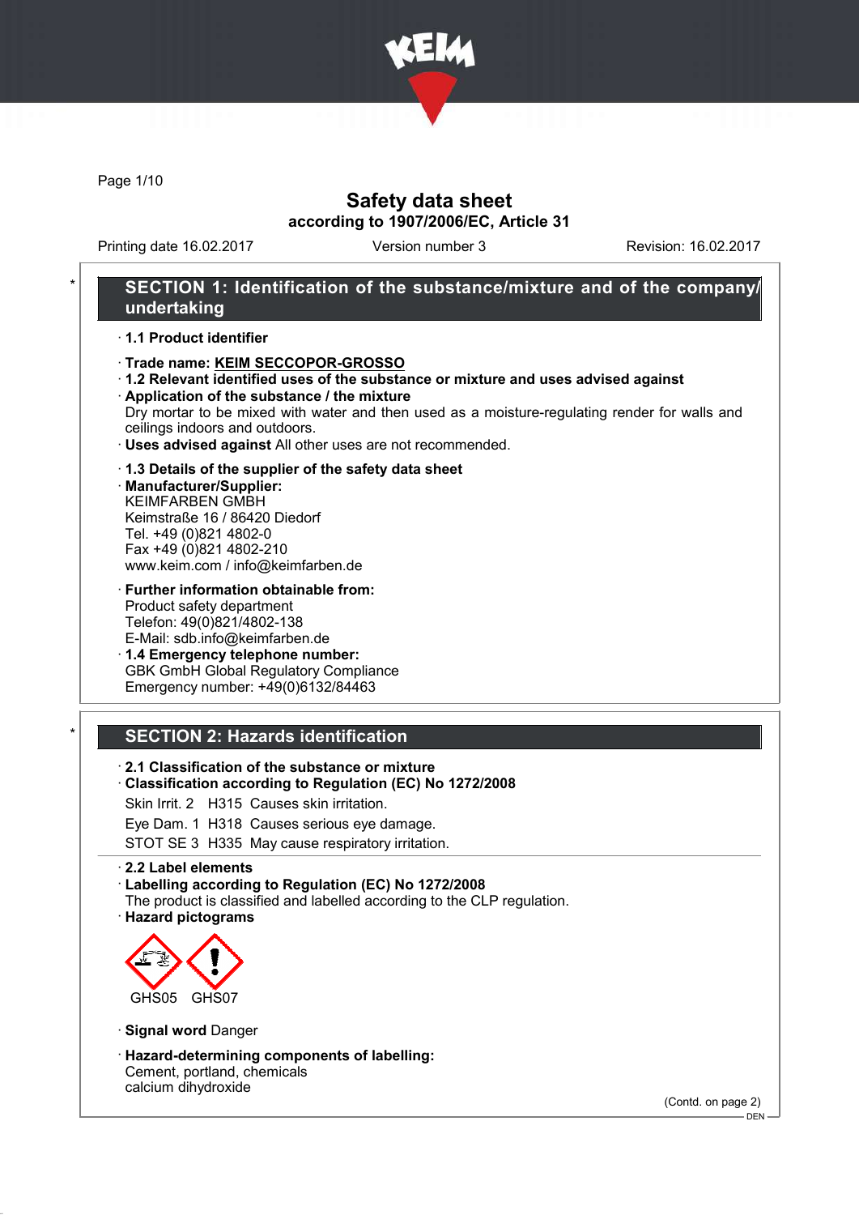# Safety data sheet

**according to 1907/2006/EC, Article 31**

Printing date 16.02.2017 Version number 3 Revision: 16.02.2017

## SECTION 1: Identification of the substance/mixture and of the company/undertaking

· **1.1 Product identifier**

· **Trade name: KEIM SECCOPOR-GROSSO**

· **1.2 Relevant identified uses of the substance or mixture and uses advised against**

· **Application of the substance / the mixture**
Dry mortar to be mixed with water and then used as a moisture-regulating render for walls and ceilings indoors and outdoors.

· **Uses advised against** All other uses are not recommended.

· **1.3 Details of the supplier of the safety data sheet**

· **Manufacturer/Supplier:**
KEIMFARBEN GMBH
Keimstraße 16 / 86420 Diedorf
Tel. +49 (0)821 4802-0
Fax +49 (0)821 4802-210
www.keim.com / info@keimfarben.de

· **Further information obtainable from:**
Product safety department
Telefon: 49(0)821/4802-138
E-Mail: sdb.info@keimfarben.de

· **1.4 Emergency telephone number:**
GBK GmbH Global Regulatory Compliance
Emergency number: +49(0)6132/84463

## SECTION 2: Hazards identification

· **2.1 Classification of the substance or mixture**

· **Classification according to Regulation (EC) No 1272/2008**

Skin Irrit. 2 H315 Causes skin irritation.

Eye Dam. 1 H318 Causes serious eye damage.

STOT SE 3 H335 May cause respiratory irritation.

· **2.2 Label elements**

· **Labelling according to Regulation (EC) No 1272/2008**
The product is classified and labelled according to the CLP regulation.

· **Hazard pictograms**

GHS05 GHS07

· **Signal word** Danger

· **Hazard-determining components of labelling:**
Cement, portland, chemicals
calcium dihydroxide

(Contd. on page 2)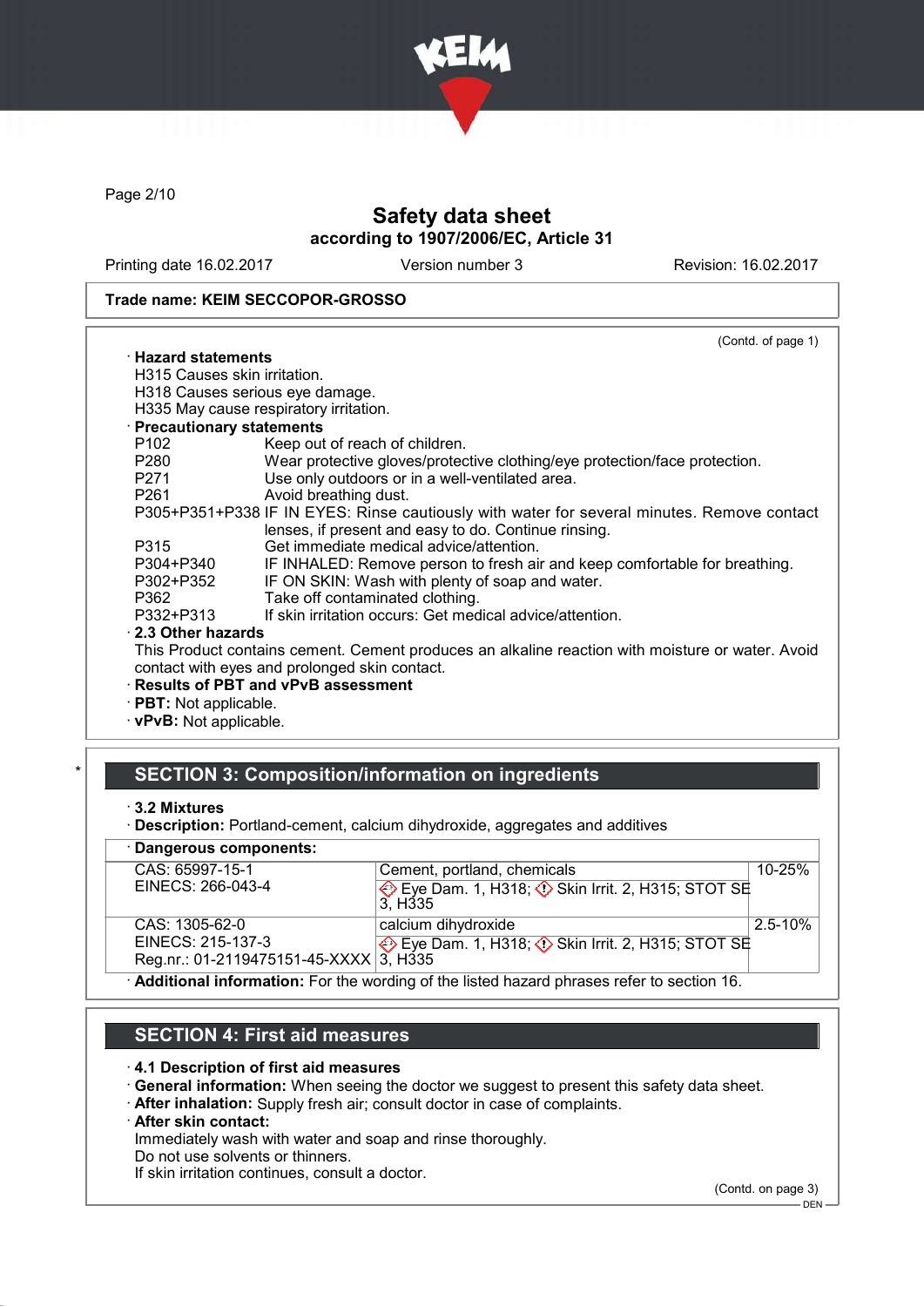Trade name: KEIM SECCOPOR-GROSSO

(Contd. of page 1)

· **Hazard statements**
H315 Causes skin irritation.
H318 Causes serious eye damage.
H335 May cause respiratory irritation.

· **Precautionary statements**

| | |
|---|---|
| P102 | Keep out of reach of children. |
| P280 | Wear protective gloves/protective clothing/eye protection/face protection. |
| P271 | Use only outdoors or in a well-ventilated area. |
| P261 | Avoid breathing dust. |
| P305+P351+P338 | IF IN EYES: Rinse cautiously with water for several minutes. Remove contact lenses, if present and easy to do. Continue rinsing. |
| P315 | Get immediate medical advice/attention. |
| P304+P340 | IF INHALED: Remove person to fresh air and keep comfortable for breathing. |
| P302+P352 | IF ON SKIN: Wash with plenty of soap and water. |
| P362 | Take off contaminated clothing. |
| P332+P313 | If skin irritation occurs: Get medical advice/attention. |

· **2.3 Other hazards**
This Product contains cement. Cement produces an alkaline reaction with moisture or water. Avoid contact with eyes and prolonged skin contact.

· **Results of PBT and vPvB assessment**
· **PBT:** Not applicable.
· **vPvB:** Not applicable.

## SECTION 3: Composition/information on ingredients

· **3.2 Mixtures**
· **Description:** Portland-cement, calcium dihydroxide, aggregates and additives

· **Dangerous components:**

| | | |
|---|---|---|
| CAS: 65997-15-1<br>EINECS: 266-043-4 | Cement, portland, chemicals<br>Eye Dam. 1, H318; Skin Irrit. 2, H315; STOT SE 3, H335 | 10-25% |
| CAS: 1305-62-0<br>EINECS: 215-137-3<br>Reg.nr.: 01-2119475151-45-XXXX | calcium dihydroxide<br>Eye Dam. 1, H318; Skin Irrit. 2, H315; STOT SE 3, H335 | 2.5-10% |

· **Additional information:** For the wording of the listed hazard phrases refer to section 16.

## SECTION 4: First aid measures

· **4.1 Description of first aid measures**
· **General information:** When seeing the doctor we suggest to present this safety data sheet.
· **After inhalation:** Supply fresh air; consult doctor in case of complaints.
· **After skin contact:**
Immediately wash with water and soap and rinse thoroughly.
Do not use solvents or thinners.
If skin irritation continues, consult a doctor.

(Contd. on page 3)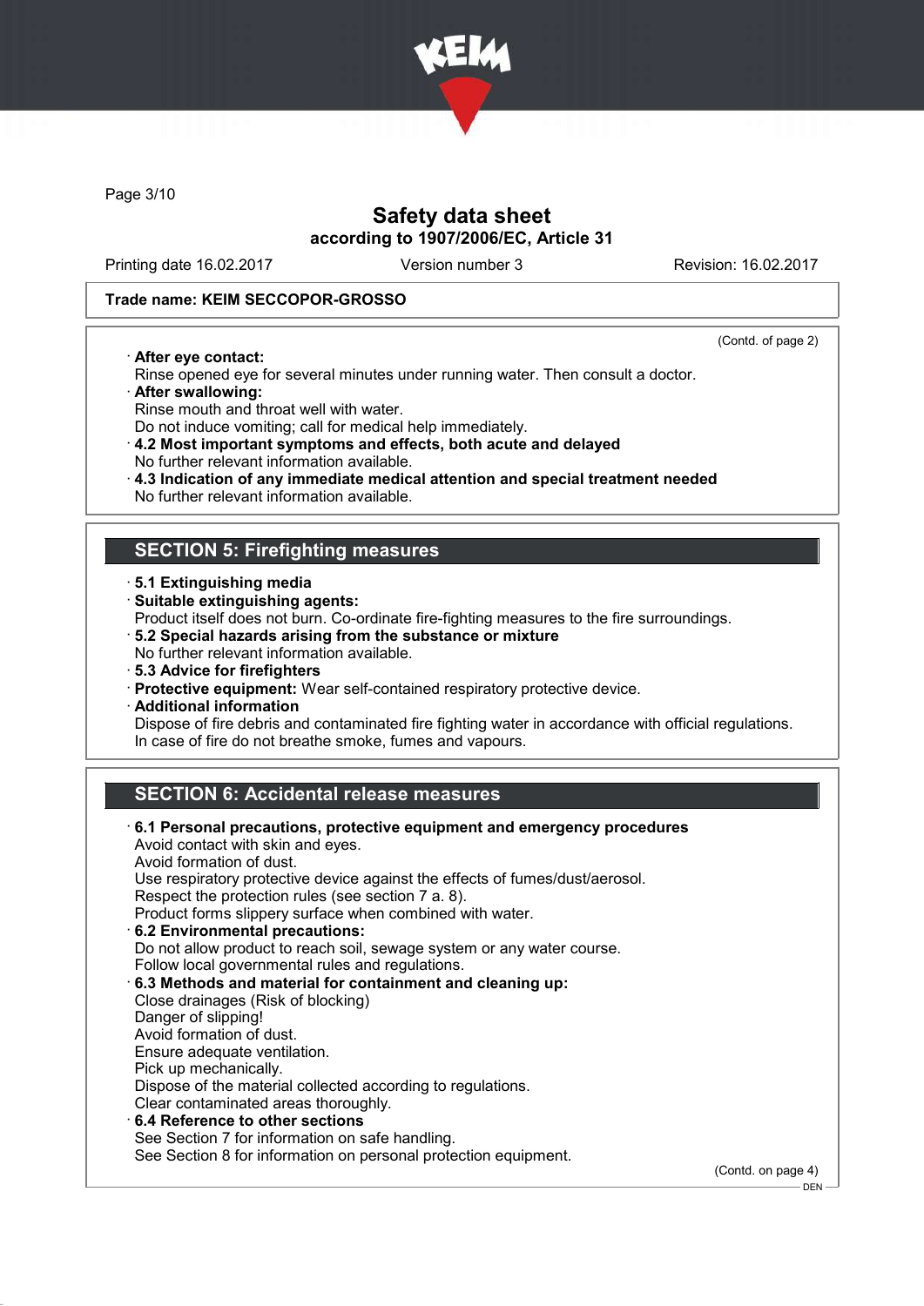## Safety data sheet
### according to 1907/2006/EC, Article 31

Printing date 16.02.2017 Version number 3 Revision: 16.02.2017

**Trade name: KEIM SECCOPOR-GROSSO**

(Contd. of page 2)

· **After eye contact:**
Rinse opened eye for several minutes under running water. Then consult a doctor.
· **After swallowing:**
Rinse mouth and throat well with water.
Do not induce vomiting; call for medical help immediately.
· **4.2 Most important symptoms and effects, both acute and delayed**
No further relevant information available.
· **4.3 Indication of any immediate medical attention and special treatment needed**
No further relevant information available.

## SECTION 5: Firefighting measures

· **5.1 Extinguishing media**
· **Suitable extinguishing agents:**
Product itself does not burn. Co-ordinate fire-fighting measures to the fire surroundings.
· **5.2 Special hazards arising from the substance or mixture**
No further relevant information available.
· **5.3 Advice for firefighters**
· **Protective equipment:** Wear self-contained respiratory protective device.
· **Additional information**
Dispose of fire debris and contaminated fire fighting water in accordance with official regulations.
In case of fire do not breathe smoke, fumes and vapours.

## SECTION 6: Accidental release measures

· **6.1 Personal precautions, protective equipment and emergency procedures**
Avoid contact with skin and eyes.
Avoid formation of dust.
Use respiratory protective device against the effects of fumes/dust/aerosol.
Respect the protection rules (see section 7 a. 8).
Product forms slippery surface when combined with water.
· **6.2 Environmental precautions:**
Do not allow product to reach soil, sewage system or any water course.
Follow local governmental rules and regulations.
· **6.3 Methods and material for containment and cleaning up:**
Close drainages (Risk of blocking)
Danger of slipping!
Avoid formation of dust.
Ensure adequate ventilation.
Pick up mechanically.
Dispose of the material collected according to regulations.
Clear contaminated areas thoroughly.
· **6.4 Reference to other sections**
See Section 7 for information on safe handling.
See Section 8 for information on personal protection equipment.

(Contd. on page 4)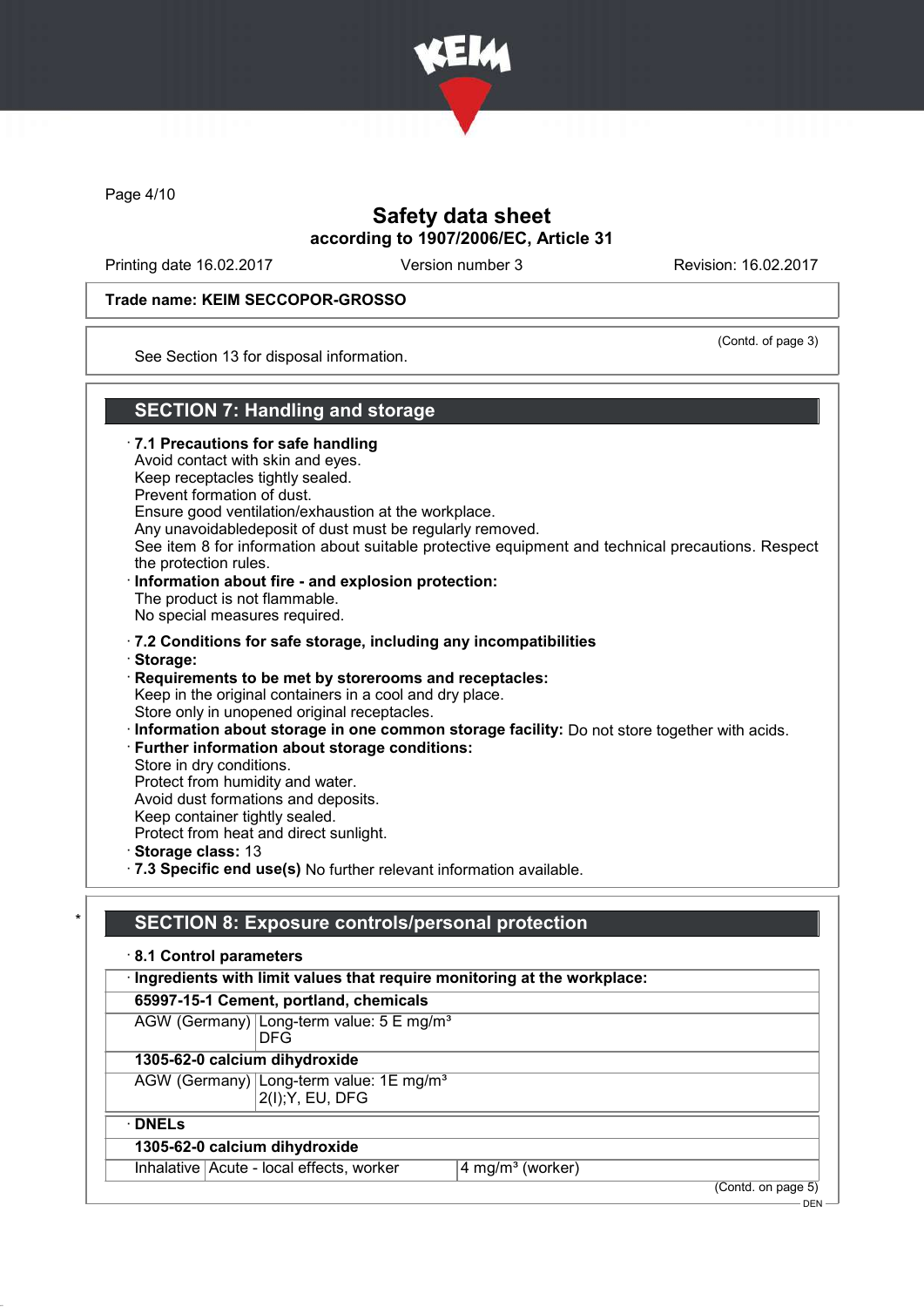(Contd. of page 3)

See Section 13 for disposal information.

## SECTION 7: Handling and storage

· **7.1 Precautions for safe handling**
Avoid contact with skin and eyes.
Keep receptacles tightly sealed.
Prevent formation of dust.
Ensure good ventilation/exhaustion at the workplace.
Any unavoidabledeposit of dust must be regularly removed.
See item 8 for information about suitable protective equipment and technical precautions. Respect the protection rules.

· **Information about fire - and explosion protection:**
The product is not flammable.
No special measures required.

· **7.2 Conditions for safe storage, including any incompatibilities**
· **Storage:**
· **Requirements to be met by storerooms and receptacles:**
Keep in the original containers in a cool and dry place.
Store only in unopened original receptacles.
· **Information about storage in one common storage facility:** Do not store together with acids.
· **Further information about storage conditions:**
Store in dry conditions.
Protect from humidity and water.
Avoid dust formations and deposits.
Keep container tightly sealed.
Protect from heat and direct sunlight.
· **Storage class:** 13
· **7.3 Specific end use(s)** No further relevant information available.

## * SECTION 8: Exposure controls/personal protection

· **8.1 Control parameters**

| · **Ingredients with limit values that require monitoring at the workplace:** | |
|---|---|
| **65997-15-1 Cement, portland, chemicals** | |
| AGW (Germany) | Long-term value: 5 E mg/m³<br>DFG |
| **1305-62-0 calcium dihydroxide** | |
| AGW (Germany) | Long-term value: 1E mg/m³<br>2(I);Y, EU, DFG |

| · **DNELs** | | |
|---|---|---|
| **1305-62-0 calcium dihydroxide** | | |
| Inhalative | Acute - local effects, worker | 4 mg/m³ (worker) |

(Contd. on page 5)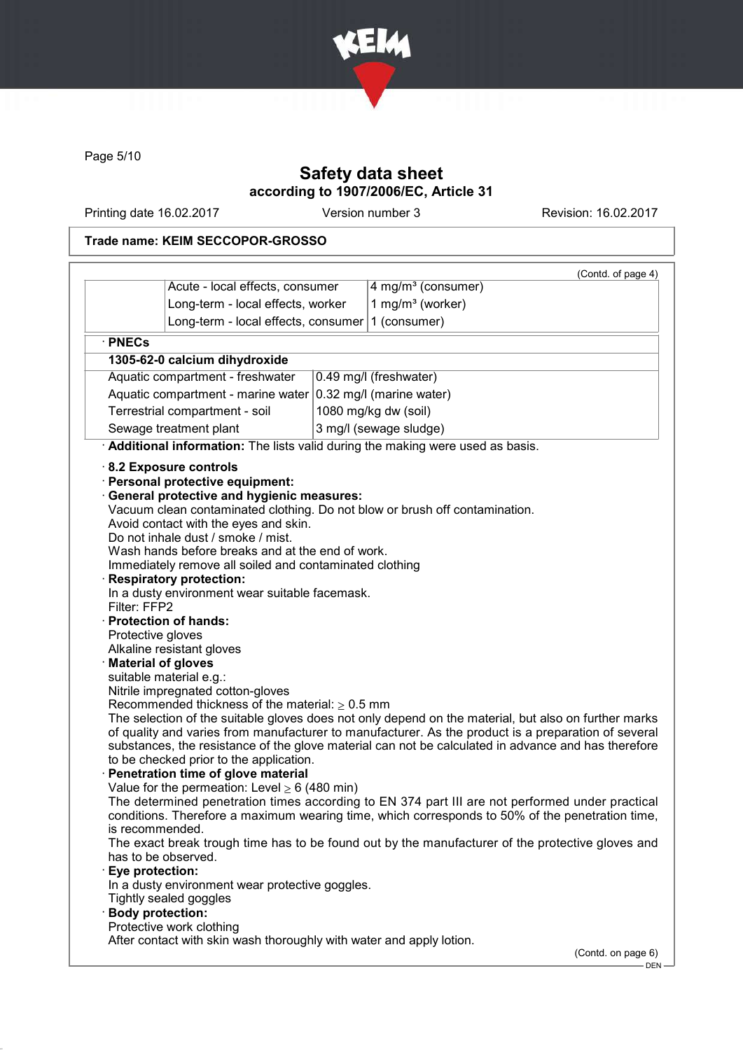**Trade name: KEIM SECCOPOR-GROSSO**

(Contd. of page 4)

| | | |
|---|---|---|
| | Acute - local effects, consumer | 4 mg/m³ (consumer) |
| | Long-term - local effects, worker | 1 mg/m³ (worker) |
| | Long-term - local effects, consumer | 1 (consumer) |

· **PNECs**

| **1305-62-0 calcium dihydroxide** | |
|---|---|
| Aquatic compartment - freshwater | 0.49 mg/l (freshwater) |
| Aquatic compartment - marine water | 0.32 mg/l (marine water) |
| Terrestrial compartment - soil | 1080 mg/kg dw (soil) |
| Sewage treatment plant | 3 mg/l (sewage sludge) |

· **Additional information:** The lists valid during the making were used as basis.

· **8.2 Exposure controls**

· **Personal protective equipment:**

· **General protective and hygienic measures:**
Vacuum clean contaminated clothing. Do not blow or brush off contamination.
Avoid contact with the eyes and skin.
Do not inhale dust / smoke / mist.
Wash hands before breaks and at the end of work.
Immediately remove all soiled and contaminated clothing

· **Respiratory protection:**
In a dusty environment wear suitable facemask.
Filter: FFP2

· **Protection of hands:**
Protective gloves
Alkaline resistant gloves

· **Material of gloves**
suitable material e.g.:
Nitrile impregnated cotton-gloves
Recommended thickness of the material: ≥ 0.5 mm
The selection of the suitable gloves does not only depend on the material, but also on further marks of quality and varies from manufacturer to manufacturer. As the product is a preparation of several substances, the resistance of the glove material can not be calculated in advance and has therefore to be checked prior to the application.

· **Penetration time of glove material**
Value for the permeation: Level ≥ 6 (480 min)
The determined penetration times according to EN 374 part III are not performed under practical conditions. Therefore a maximum wearing time, which corresponds to 50% of the penetration time, is recommended.
The exact break trough time has to be found out by the manufacturer of the protective gloves and has to be observed.

· **Eye protection:**
In a dusty environment wear protective goggles.
Tightly sealed goggles

· **Body protection:**
Protective work clothing
After contact with skin wash thoroughly with water and apply lotion.

(Contd. on page 6)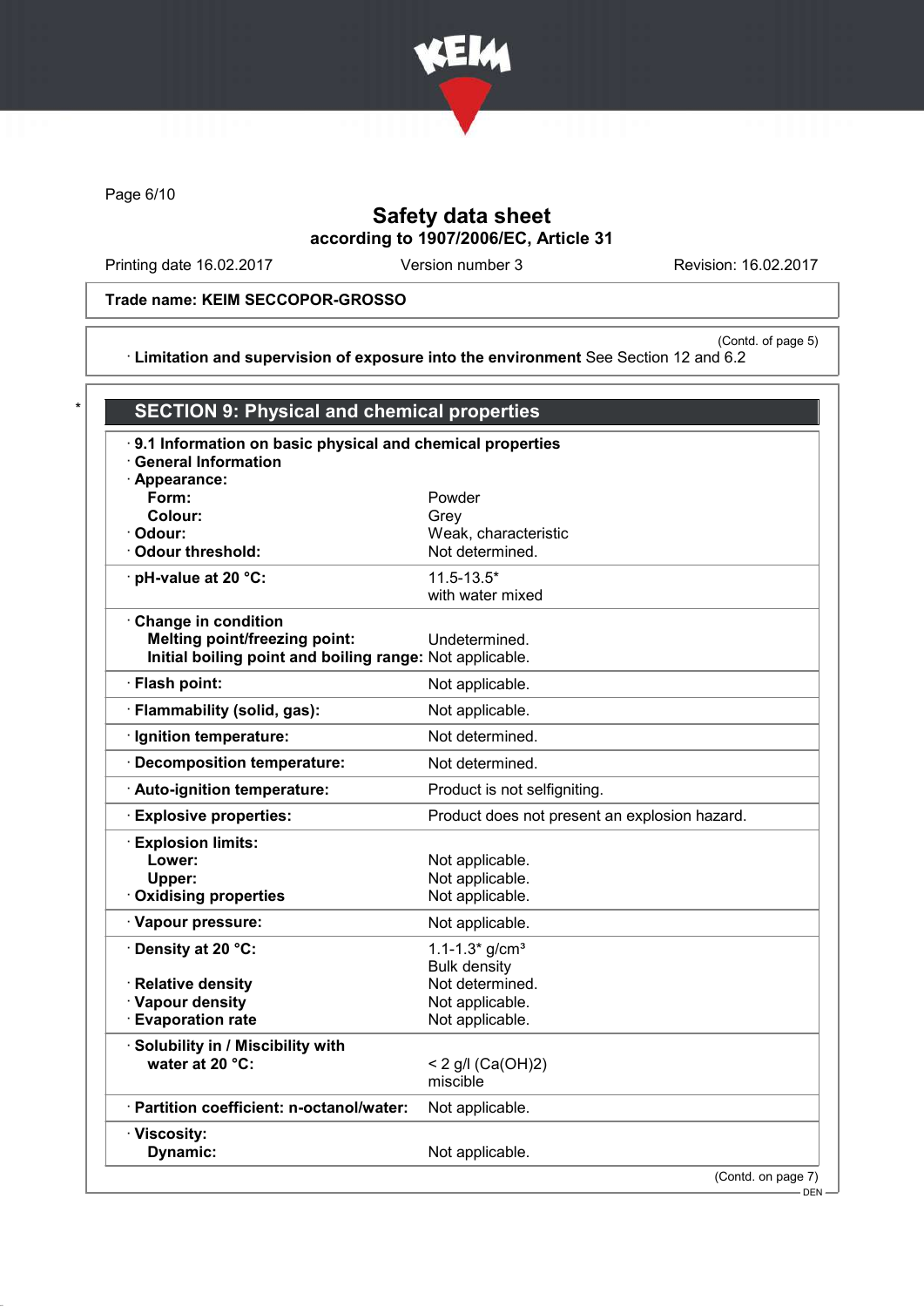Trade name: KEIM SECCOPOR-GROSSO

(Contd. of page 5)

· **Limitation and supervision of exposure into the environment** See Section 12 and 6.2

\*

## SECTION 9: Physical and chemical properties

· **9.1 Information on basic physical and chemical properties**
· **General Information**

| | |
|---|---|
| · **Appearance:** | |
| **Form:** | Powder |
| **Colour:** | Grey |
| · **Odour:** | Weak, characteristic |
| · **Odour threshold:** | Not determined. |
| · **pH-value at 20 °C:** | 11.5-13.5* with water mixed |
| · **Change in condition** | |
| **Melting point/freezing point:** | Undetermined. |
| **Initial boiling point and boiling range:** | Not applicable. |
| · **Flash point:** | Not applicable. |
| · **Flammability (solid, gas):** | Not applicable. |
| · **Ignition temperature:** | Not determined. |
| · **Decomposition temperature:** | Not determined. |
| · **Auto-ignition temperature:** | Product is not selfigniting. |
| · **Explosive properties:** | Product does not present an explosion hazard. |
| · **Explosion limits:** | |
| **Lower:** | Not applicable. |
| **Upper:** | Not applicable. |
| · **Oxidising properties** | Not applicable. |
| · **Vapour pressure:** | Not applicable. |
| · **Density at 20 °C:** | 1.1-1.3* g/cm³ Bulk density |
| · **Relative density** | Not determined. |
| · **Vapour density** | Not applicable. |
| · **Evaporation rate** | Not applicable. |
| · **Solubility in / Miscibility with water at 20 °C:** | < 2 g/l ($Ca(OH)_2$) miscible |
| · **Partition coefficient: n-octanol/water:** | Not applicable. |
| · **Viscosity:** | |
| **Dynamic:** | Not applicable. |

(Contd. on page 7)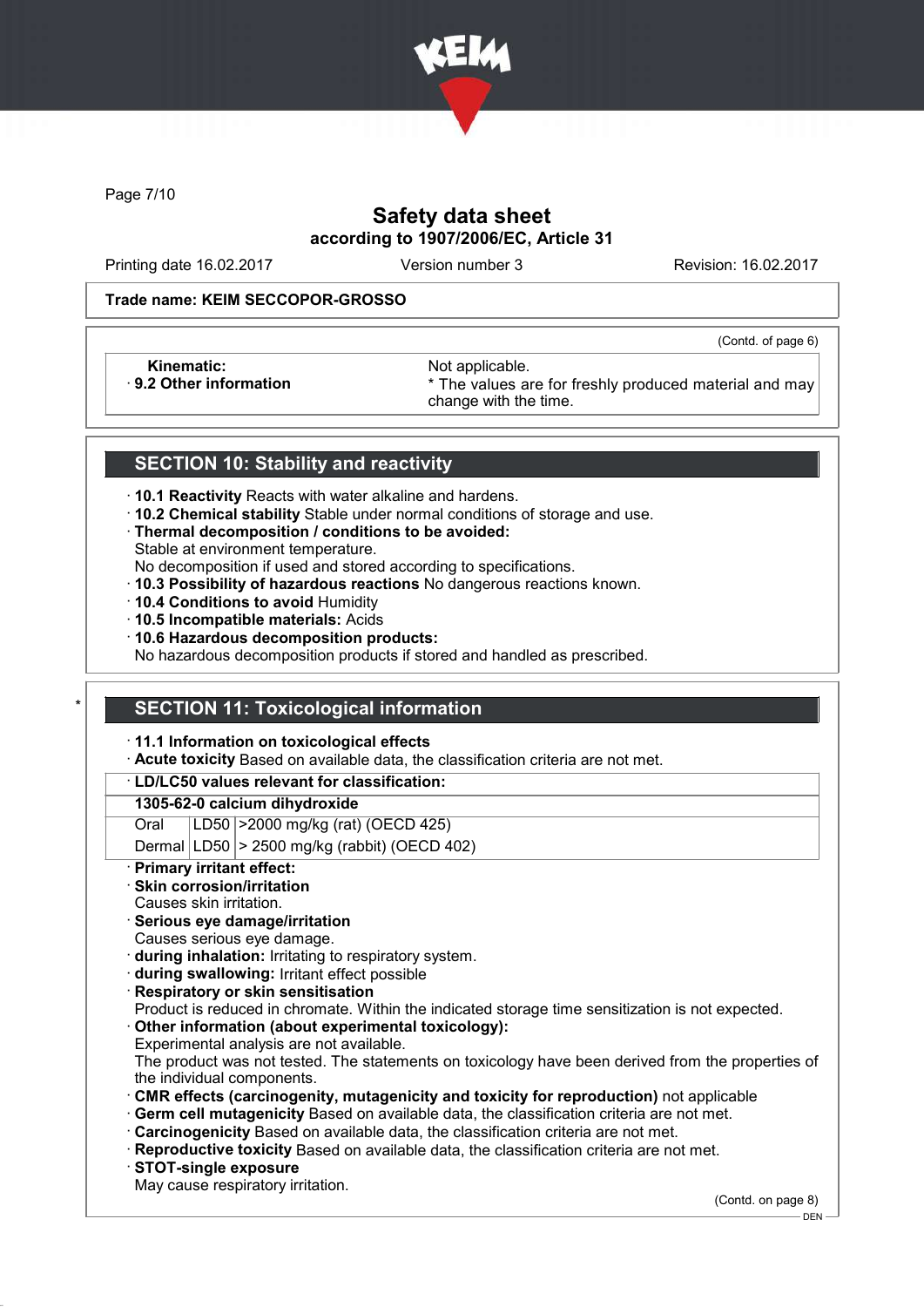**Trade name: KEIM SECCOPOR-GROSSO**

(Contd. of page 6)

| | |
|---|---|
| **Kinematic:** | Not applicable. |
| · **9.2 Other information** | * The values are for freshly produced material and may change with the time. |

## SECTION 10: Stability and reactivity

· **10.1 Reactivity** Reacts with water alkaline and hardens.
· **10.2 Chemical stability** Stable under normal conditions of storage and use.
· **Thermal decomposition / conditions to be avoided:**
Stable at environment temperature.
No decomposition if used and stored according to specifications.
· **10.3 Possibility of hazardous reactions** No dangerous reactions known.
· **10.4 Conditions to avoid** Humidity
· **10.5 Incompatible materials:** Acids
· **10.6 Hazardous decomposition products:**
No hazardous decomposition products if stored and handled as prescribed.

## * SECTION 11: Toxicological information

· **11.1 Information on toxicological effects**
· **Acute toxicity** Based on available data, the classification criteria are not met.

· **LD/LC50 values relevant for classification:**

| **1305-62-0 calcium dihydroxide** | | |
|---|---|---|
| Oral | LD50 | >2000 mg/kg (rat) (OECD 425) |
| Dermal | LD50 | > 2500 mg/kg (rabbit) (OECD 402) |

· **Primary irritant effect:**
· **Skin corrosion/irritation**
Causes skin irritation.
· **Serious eye damage/irritation**
Causes serious eye damage.
· **during inhalation:** Irritating to respiratory system.
· **during swallowing:** Irritant effect possible
· **Respiratory or skin sensitisation**
Product is reduced in chromate. Within the indicated storage time sensitization is not expected.
· **Other information (about experimental toxicology):**
Experimental analysis are not available.
The product was not tested. The statements on toxicology have been derived from the properties of the individual components.
· **CMR effects (carcinogenity, mutagenicity and toxicity for reproduction)** not applicable
· **Germ cell mutagenicity** Based on available data, the classification criteria are not met.
· **Carcinogenicity** Based on available data, the classification criteria are not met.
· **Reproductive toxicity** Based on available data, the classification criteria are not met.
· **STOT-single exposure**
May cause respiratory irritation.

(Contd. on page 8)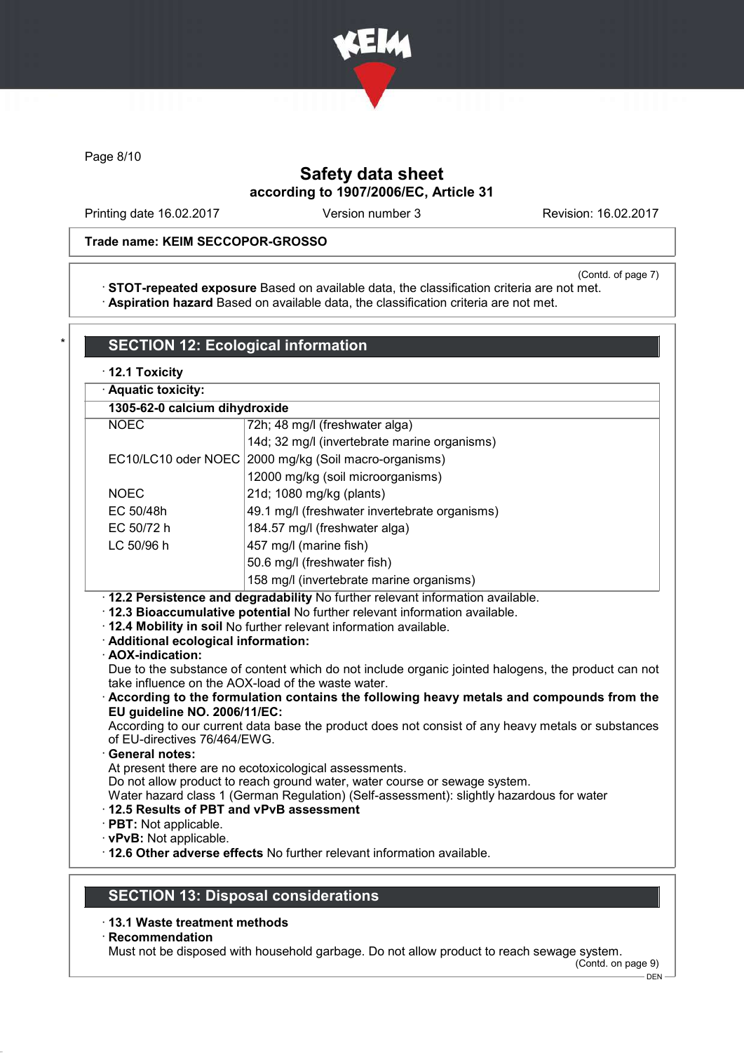(Contd. of page 7)

· **STOT-repeated exposure** Based on available data, the classification criteria are not met.
· **Aspiration hazard** Based on available data, the classification criteria are not met.

## * SECTION 12: Ecological information

· **12.1 Toxicity**

| · **Aquatic toxicity:** | |
|---|---|
| **1305-62-0 calcium dihydroxide** | |
| NOEC | 72h; 48 mg/l (freshwater alga) |
| | 14d; 32 mg/l (invertebrate marine organisms) |
| EC10/LC10 oder NOEC | 2000 mg/kg (Soil macro-organisms) |
| | 12000 mg/kg (soil microorganisms) |
| NOEC | 21d; 1080 mg/kg (plants) |
| EC 50/48h | 49.1 mg/l (freshwater invertebrate organisms) |
| EC 50/72 h | 184.57 mg/l (freshwater alga) |
| LC 50/96 h | 457 mg/l (marine fish) |
| | 50.6 mg/l (freshwater fish) |
| | 158 mg/l (invertebrate marine organisms) |

· **12.2 Persistence and degradability** No further relevant information available.
· **12.3 Bioaccumulative potential** No further relevant information available.
· **12.4 Mobility in soil** No further relevant information available.
· **Additional ecological information:**
· **AOX-indication:**
Due to the substance of content which do not include organic jointed halogens, the product can not take influence on the AOX-load of the waste water.
· **According to the formulation contains the following heavy metals and compounds from the EU guideline NO. 2006/11/EC:**
According to our current data base the product does not consist of any heavy metals or substances of EU-directives 76/464/EWG.
· **General notes:**
At present there are no ecotoxicological assessments.
Do not allow product to reach ground water, water course or sewage system.
Water hazard class 1 (German Regulation) (Self-assessment): slightly hazardous for water
· **12.5 Results of PBT and vPvB assessment**
· **PBT:** Not applicable.
· **vPvB:** Not applicable.
· **12.6 Other adverse effects** No further relevant information available.

## SECTION 13: Disposal considerations

· **13.1 Waste treatment methods**
· **Recommendation**
Must not be disposed with household garbage. Do not allow product to reach sewage system.

(Contd. on page 9)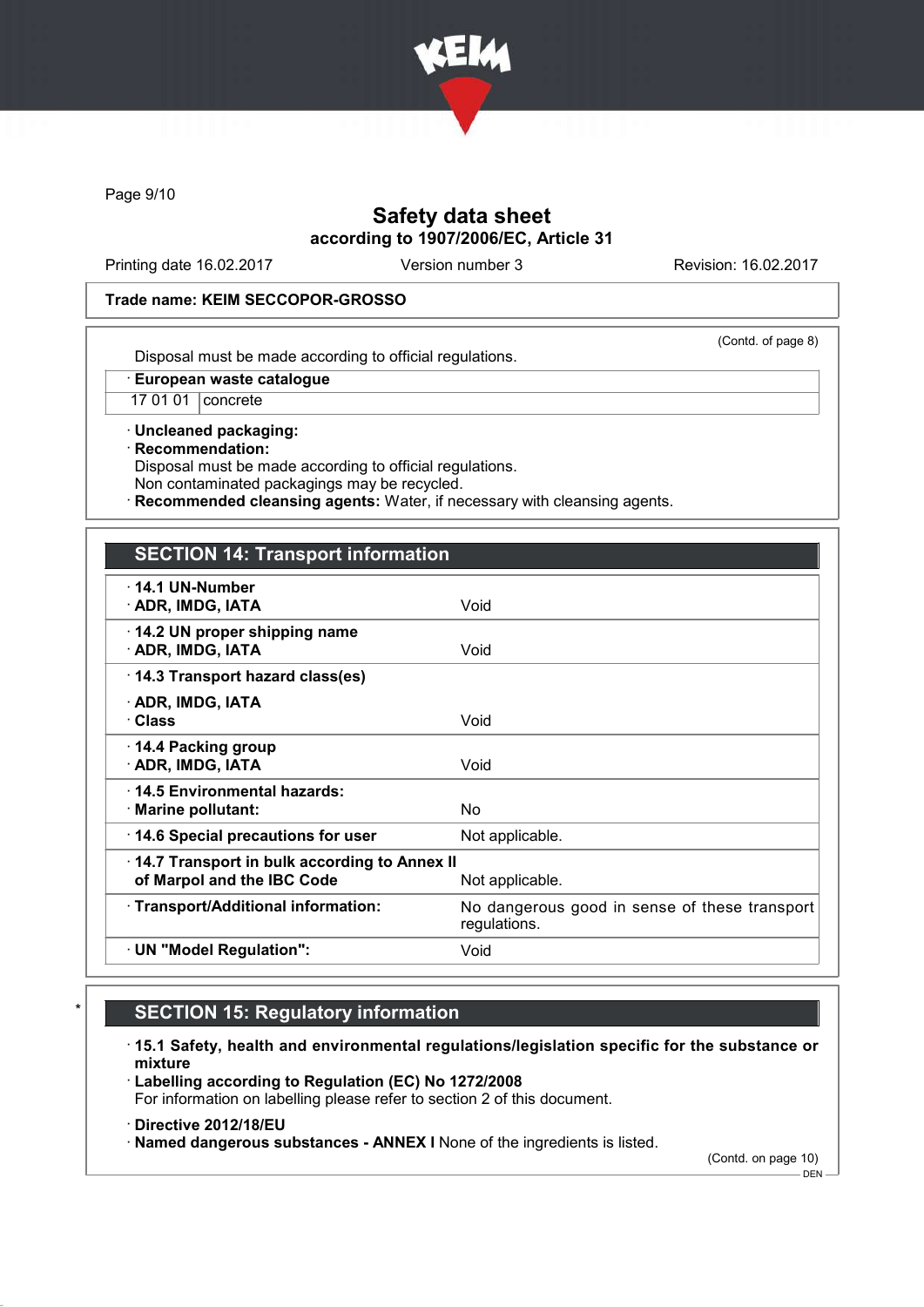Trade name: KEIM SECCOPOR-GROSSO

(Contd. of page 8)

Disposal must be made according to official regulations.

| · European waste catalogue | |
|---|---|
| 17 01 01 | concrete |

· **Uncleaned packaging:**
· **Recommendation:**
Disposal must be made according to official regulations.
Non contaminated packagings may be recycled.
· **Recommended cleansing agents:** Water, if necessary with cleansing agents.

## SECTION 14: Transport information

| | |
|---|---|
| · **14.1 UN-Number** · **ADR, IMDG, IATA** | Void |
| · **14.2 UN proper shipping name** · **ADR, IMDG, IATA** | Void |
| · **14.3 Transport hazard class(es)** · **ADR, IMDG, IATA** · **Class** | Void |
| · **14.4 Packing group** · **ADR, IMDG, IATA** | Void |
| · **14.5 Environmental hazards:** · **Marine pollutant:** | No |
| · **14.6 Special precautions for user** | Not applicable. |
| · **14.7 Transport in bulk according to Annex II of Marpol and the IBC Code** | Not applicable. |
| · **Transport/Additional information:** | No dangerous good in sense of these transport regulations. |
| · **UN "Model Regulation":** | Void |

## * SECTION 15: Regulatory information

· **15.1 Safety, health and environmental regulations/legislation specific for the substance or mixture**
· **Labelling according to Regulation (EC) No 1272/2008**
For information on labelling please refer to section 2 of this document.

· **Directive 2012/18/EU**
· **Named dangerous substances - ANNEX I** None of the ingredients is listed.

(Contd. on page 10)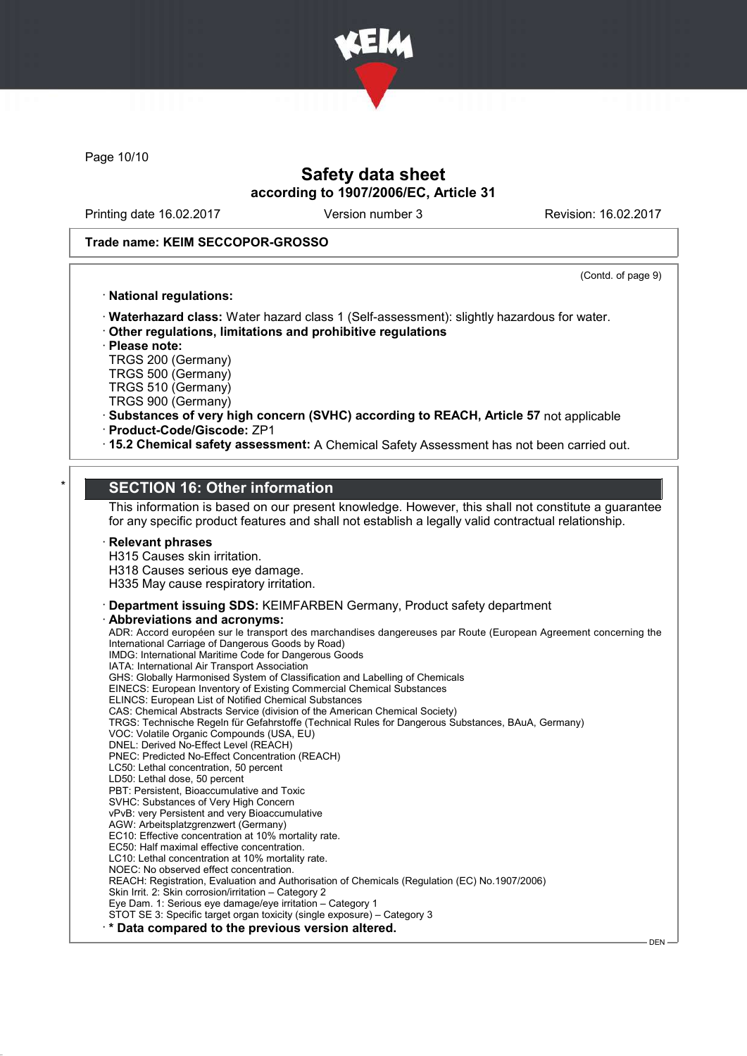(Contd. of page 9)

· **National regulations:**

· **Waterhazard class:** Water hazard class 1 (Self-assessment): slightly hazardous for water.
· **Other regulations, limitations and prohibitive regulations**
· **Please note:**
TRGS 200 (Germany)
TRGS 500 (Germany)
TRGS 510 (Germany)
TRGS 900 (Germany)
· **Substances of very high concern (SVHC) according to REACH, Article 57** not applicable
· **Product-Code/Giscode:** ZP1
· **15.2 Chemical safety assessment:** A Chemical Safety Assessment has not been carried out.

## * SECTION 16: Other information

This information is based on our present knowledge. However, this shall not constitute a guarantee for any specific product features and shall not establish a legally valid contractual relationship.

· **Relevant phrases**
H315 Causes skin irritation.
H318 Causes serious eye damage.
H335 May cause respiratory irritation.

· **Department issuing SDS:** KEIMFARBEN Germany, Product safety department
· **Abbreviations and acronyms:**
ADR: Accord européen sur le transport des marchandises dangereuses par Route (European Agreement concerning the International Carriage of Dangerous Goods by Road)
IMDG: International Maritime Code for Dangerous Goods
IATA: International Air Transport Association
GHS: Globally Harmonised System of Classification and Labelling of Chemicals
EINECS: European Inventory of Existing Commercial Chemical Substances
ELINCS: European List of Notified Chemical Substances
CAS: Chemical Abstracts Service (division of the American Chemical Society)
TRGS: Technische Regeln für Gefahrstoffe (Technical Rules for Dangerous Substances, BAuA, Germany)
VOC: Volatile Organic Compounds (USA, EU)
DNEL: Derived No-Effect Level (REACH)
PNEC: Predicted No-Effect Concentration (REACH)
LC50: Lethal concentration, 50 percent
LD50: Lethal dose, 50 percent
PBT: Persistent, Bioaccumulative and Toxic
SVHC: Substances of Very High Concern
vPvB: very Persistent and very Bioaccumulative
AGW: Arbeitsplatzgrenzwert (Germany)
EC10: Effective concentration at 10% mortality rate.
EC50: Half maximal effective concentration.
LC10: Lethal concentration at 10% mortality rate.
NOEC: No observed effect concentration.
REACH: Registration, Evaluation and Authorisation of Chemicals (Regulation (EC) No.1907/2006)
Skin Irrit. 2: Skin corrosion/irritation – Category 2
Eye Dam. 1: Serious eye damage/eye irritation – Category 1
STOT SE 3: Specific target organ toxicity (single exposure) – Category 3

· **\* Data compared to the previous version altered.**